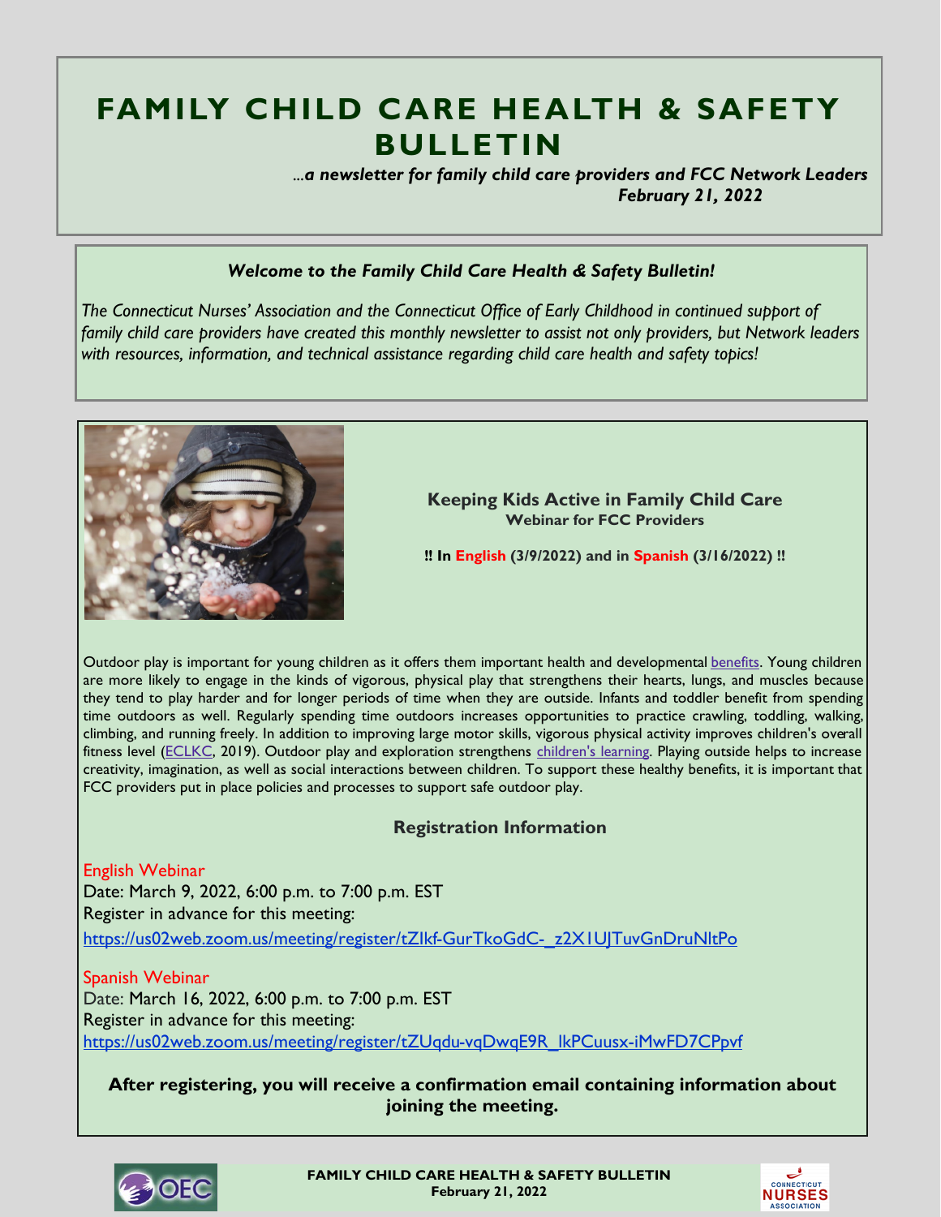# FAMILY CHILD CARE HEALTH & SAFETY BULLETIN

*...a newsletter for family child care providers and FCC Network Leaders*
***February 21, 2022***

***Welcome to the Family Child Care Health & Safety Bulletin!***

*The Connecticut Nurses' Association and the Connecticut Office of Early Childhood in continued support of family child care providers have created this monthly newsletter to assist not only providers, but Network leaders with resources, information, and technical assistance regarding child care health and safety topics!*

## Keeping Kids Active in Family Child Care

**Webinar for FCC Providers**

**‼ In English (3/9/2022) and in Spanish (3/16/2022) ‼**

Outdoor play is important for young children as it offers them important health and developmental benefits. Young children are more likely to engage in the kinds of vigorous, physical play that strengthens their hearts, lungs, and muscles because they tend to play harder and for longer periods of time when they are outside. Infants and toddler benefit from spending time outdoors as well. Regularly spending time outdoors increases opportunities to practice crawling, toddling, walking, climbing, and running freely. In addition to improving large motor skills, vigorous physical activity improves children's overall fitness level (ECLKC, 2019). Outdoor play and exploration strengthens children's learning. Playing outside helps to increase creativity, imagination, as well as social interactions between children. To support these healthy benefits, it is important that FCC providers put in place policies and processes to support safe outdoor play.

### Registration Information

English Webinar
Date: March 9, 2022, 6:00 p.m. to 7:00 p.m. EST
Register in advance for this meeting:
https://us02web.zoom.us/meeting/register/tZIkf-GurTkoGdC-_z2X1UJTuvGnDruNltPo

Spanish Webinar
Date: March 16, 2022, 6:00 p.m. to 7:00 p.m. EST
Register in advance for this meeting:
https://us02web.zoom.us/meeting/register/tZUqdu-vqDwqE9R_lkPCuusx-iMwFD7CPpvf

**After registering, you will receive a confirmation email containing information about joining the meeting.**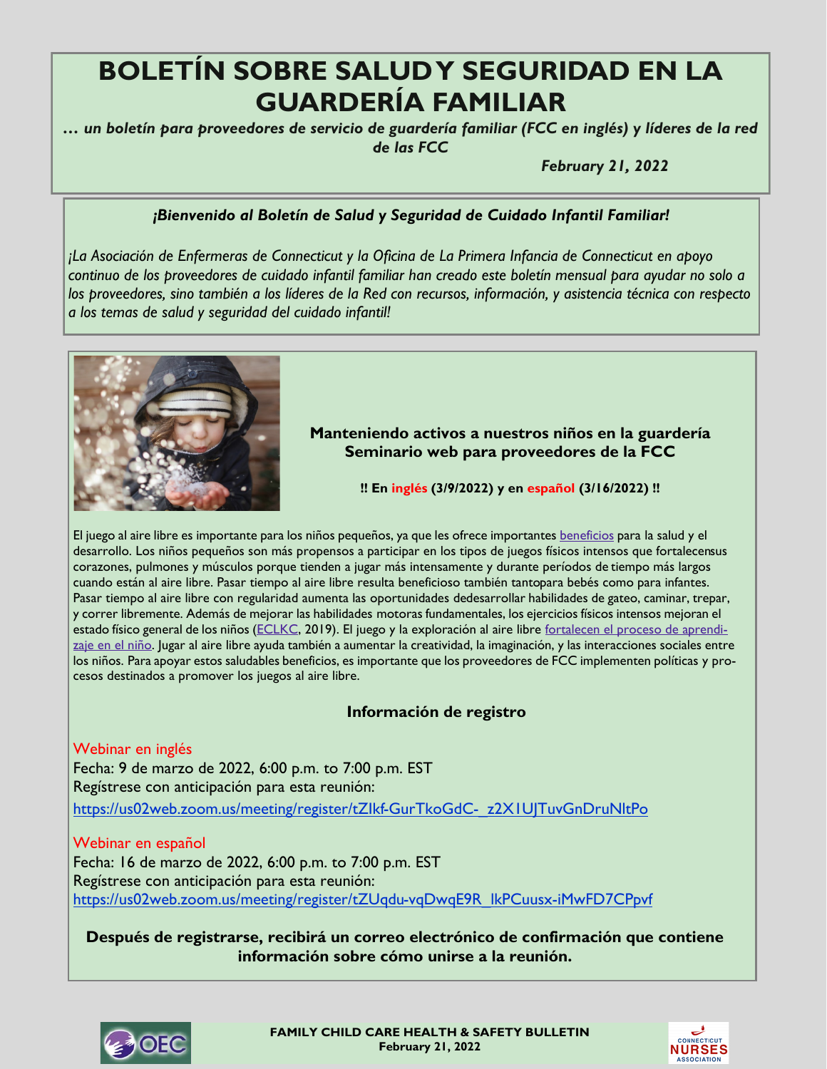# BOLETÍN SOBRE SALUD Y SEGURIDAD EN LA GUARDERÍA FAMILIAR

***… un boletín para proveedores de servicio de guardería familiar (FCC en inglés) y líderes de la red de las FCC***

***February 21, 2022***

***¡Bienvenido al Boletín de Salud y Seguridad de Cuidado Infantil Familiar!***

*¡La Asociación de Enfermeras de Connecticut y la Oficina de La Primera Infancia de Connecticut en apoyo continuo de los proveedores de cuidado infantil familiar han creado este boletín mensual para ayudar no solo a los proveedores, sino también a los líderes de la Red con recursos, información, y asistencia técnica con respecto a los temas de salud y seguridad del cuidado infantil!*

## Manteniendo activos a nuestros niños en la guardería Seminario web para proveedores de la FCC

**!! En inglés (3/9/2022) y en español (3/16/2022) !!**

El juego al aire libre es importante para los niños pequeños, ya que les ofrece importantes beneficios para la salud y el desarrollo. Los niños pequeños son más propensos a participar en los tipos de juegos físicos intensos que fortalecensus corazones, pulmones y músculos porque tienden a jugar más intensamente y durante períodos de tiempo más largos cuando están al aire libre. Pasar tiempo al aire libre resulta beneficioso también tantopara bebés como para infantes. Pasar tiempo al aire libre con regularidad aumenta las oportunidades dedesarrollar habilidades de gateo, caminar, trepar, y correr libremente. Además de mejorar las habilidades motoras fundamentales, los ejercicios físicos intensos mejoran el estado físico general de los niños (ECLKC, 2019). El juego y la exploración al aire libre fortalecen el proceso de aprendizaje en el niño. Jugar al aire libre ayuda también a aumentar la creatividad, la imaginación, y las interacciones sociales entre los niños. Para apoyar estos saludables beneficios, es importante que los proveedores de FCC implementen políticas y procesos destinados a promover los juegos al aire libre.

### Información de registro

Webinar en inglés
Fecha: 9 de marzo de 2022, 6:00 p.m. to 7:00 p.m. EST
Regístrese con anticipación para esta reunión:
https://us02web.zoom.us/meeting/register/tZIkf-GurTkoGdC-_z2X1UJTuvGnDruNltPo

Webinar en español
Fecha: 16 de marzo de 2022, 6:00 p.m. to 7:00 p.m. EST
Regístrese con anticipación para esta reunión:
https://us02web.zoom.us/meeting/register/tZUqdu-vqDwqE9R_lkPCuusx-iMwFD7CPpvf

**Después de registrarse, recibirá un correo electrónico de confirmación que contiene información sobre cómo unirse a la reunión.**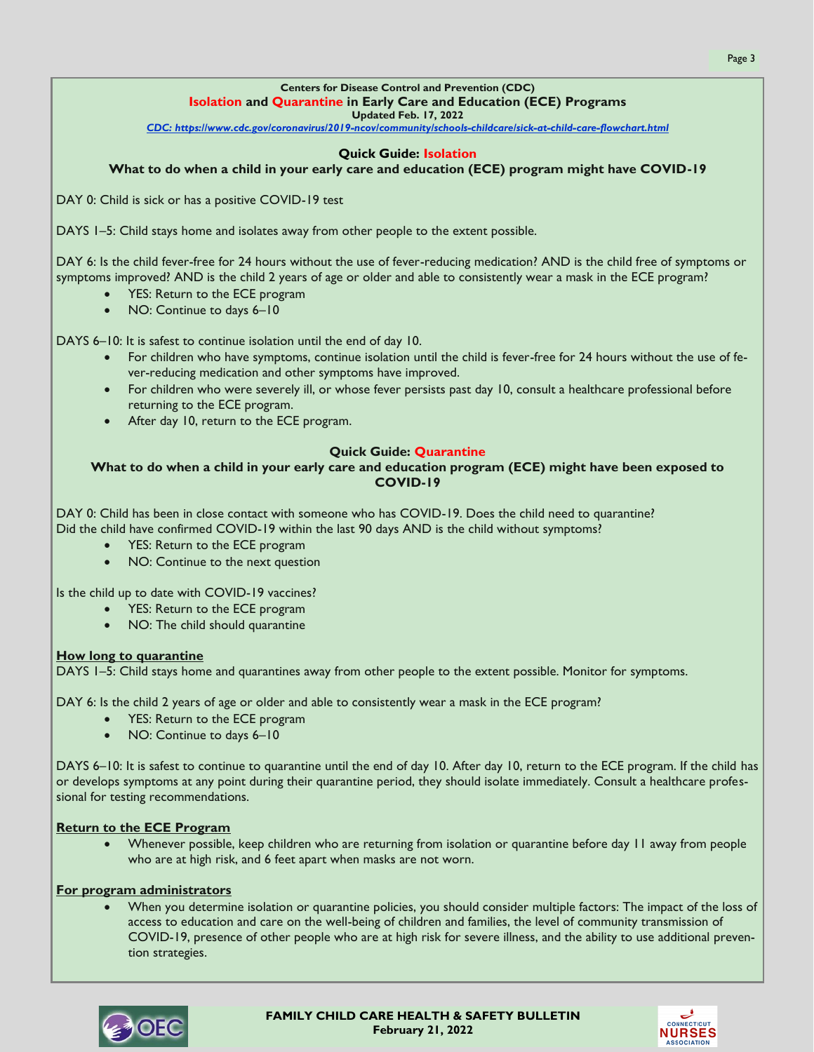**Centers for Disease Control and Prevention (CDC)**

## Isolation and Quarantine in Early Care and Education (ECE) Programs

**Updated Feb. 17, 2022**

*CDC: https://www.cdc.gov/coronavirus/2019-ncov/community/schools-childcare/sick-at-child-care-flowchart.html*

### Quick Guide: Isolation

**What to do when a child in your early care and education (ECE) program might have COVID-19**

DAY 0: Child is sick or has a positive COVID-19 test

DAYS 1–5: Child stays home and isolates away from other people to the extent possible.

DAY 6: Is the child fever-free for 24 hours without the use of fever-reducing medication? AND is the child free of symptoms or symptoms improved? AND is the child 2 years of age or older and able to consistently wear a mask in the ECE program?

- YES: Return to the ECE program
- NO: Continue to days 6–10

DAYS 6–10: It is safest to continue isolation until the end of day 10.

- For children who have symptoms, continue isolation until the child is fever-free for 24 hours without the use of fever-reducing medication and other symptoms have improved.
- For children who were severely ill, or whose fever persists past day 10, consult a healthcare professional before returning to the ECE program.
- After day 10, return to the ECE program.

### Quick Guide: Quarantine

**What to do when a child in your early care and education program (ECE) might have been exposed to COVID-19**

DAY 0: Child has been in close contact with someone who has COVID-19. Does the child need to quarantine?
Did the child have confirmed COVID-19 within the last 90 days AND is the child without symptoms?

- YES: Return to the ECE program
- NO: Continue to the next question

Is the child up to date with COVID-19 vaccines?

- YES: Return to the ECE program
- NO: The child should quarantine

**How long to quarantine**

DAYS 1–5: Child stays home and quarantines away from other people to the extent possible. Monitor for symptoms.

DAY 6: Is the child 2 years of age or older and able to consistently wear a mask in the ECE program?

- YES: Return to the ECE program
- NO: Continue to days 6–10

DAYS 6–10: It is safest to continue to quarantine until the end of day 10. After day 10, return to the ECE program. If the child has or develops symptoms at any point during their quarantine period, they should isolate immediately. Consult a healthcare professional for testing recommendations.

**Return to the ECE Program**

- Whenever possible, keep children who are returning from isolation or quarantine before day 11 away from people who are at high risk, and 6 feet apart when masks are not worn.

**For program administrators**

- When you determine isolation or quarantine policies, you should consider multiple factors: The impact of the loss of access to education and care on the well-being of children and families, the level of community transmission of COVID-19, presence of other people who are at high risk for severe illness, and the ability to use additional prevention strategies.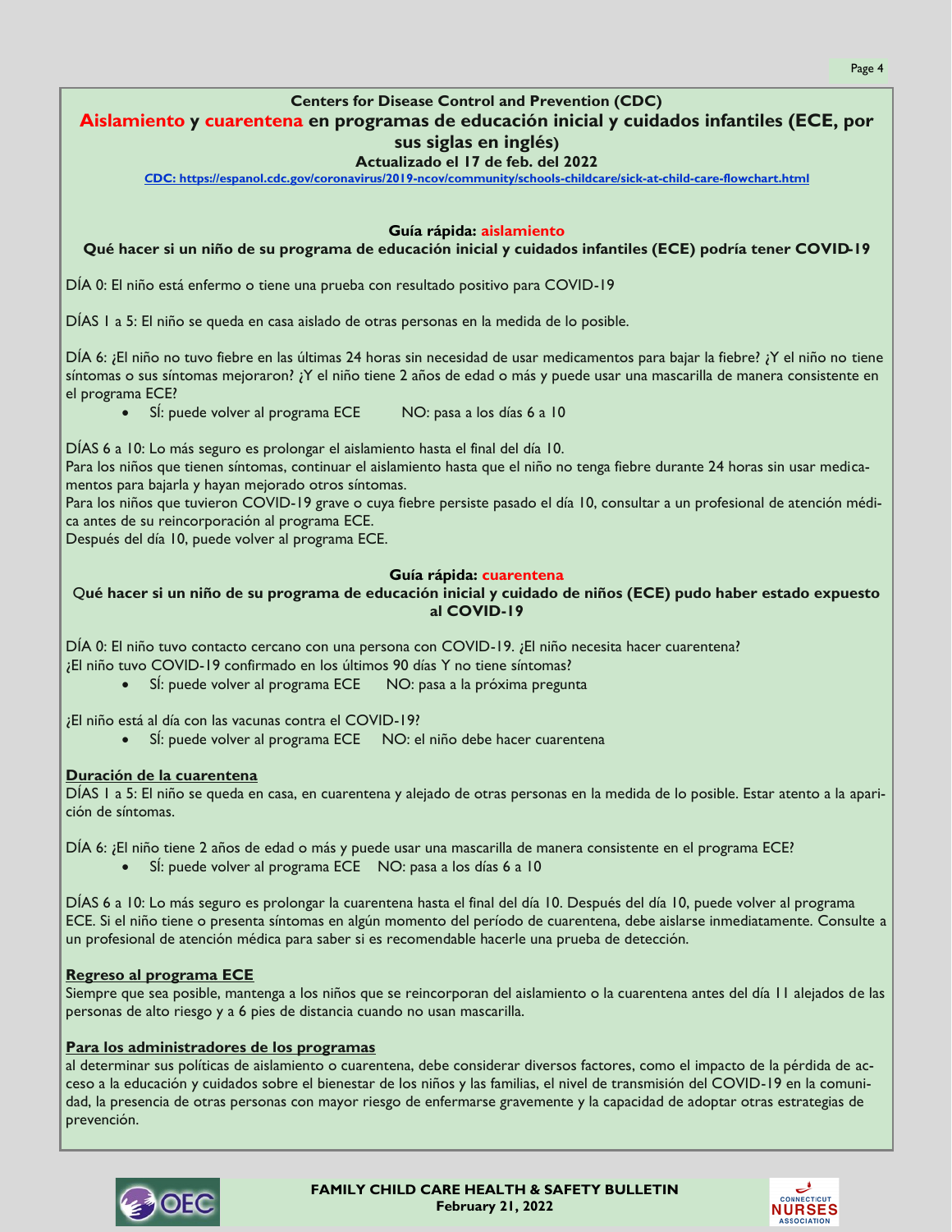**Centers for Disease Control and Prevention (CDC)**

## Aislamiento y cuarentena en programas de educación inicial y cuidados infantiles (ECE, por sus siglas en inglés)

**Actualizado el 17 de feb. del 2022**

[CDC: https://espanol.cdc.gov/coronavirus/2019-ncov/community/schools-childcare/sick-at-child-care-flowchart.html](https://espanol.cdc.gov/coronavirus/2019-ncov/community/schools-childcare/sick-at-child-care-flowchart.html)

### Guía rápida: aislamiento

**Qué hacer si un niño de su programa de educación inicial y cuidados infantiles (ECE) podría tener COVID-19**

DÍA 0: El niño está enfermo o tiene una prueba con resultado positivo para COVID-19

DÍAS 1 a 5: El niño se queda en casa aislado de otras personas en la medida de lo posible.

DÍA 6: ¿El niño no tuvo fiebre en las últimas 24 horas sin necesidad de usar medicamentos para bajar la fiebre? ¿Y el niño no tiene síntomas o sus síntomas mejoraron? ¿Y el niño tiene 2 años de edad o más y puede usar una mascarilla de manera consistente en el programa ECE?

- SÍ: puede volver al programa ECE NO: pasa a los días 6 a 10

DÍAS 6 a 10: Lo más seguro es prolongar el aislamiento hasta el final del día 10.
Para los niños que tienen síntomas, continuar el aislamiento hasta que el niño no tenga fiebre durante 24 horas sin usar medicamentos para bajarla y hayan mejorado otros síntomas.
Para los niños que tuvieron COVID-19 grave o cuya fiebre persiste pasado el día 10, consultar a un profesional de atención médica antes de su reincorporación al programa ECE.
Después del día 10, puede volver al programa ECE.

### Guía rápida: cuarentena

**Qué hacer si un niño de su programa de educación inicial y cuidado de niños (ECE) pudo haber estado expuesto al COVID-19**

DÍA 0: El niño tuvo contacto cercano con una persona con COVID-19. ¿El niño necesita hacer cuarentena?
¿El niño tuvo COVID-19 confirmado en los últimos 90 días Y no tiene síntomas?

- SÍ: puede volver al programa ECE NO: pasa a la próxima pregunta

¿El niño está al día con las vacunas contra el COVID-19?

- SÍ: puede volver al programa ECE NO: el niño debe hacer cuarentena

**<u>Duración de la cuarentena</u>**

DÍAS 1 a 5: El niño se queda en casa, en cuarentena y alejado de otras personas en la medida de lo posible. Estar atento a la aparición de síntomas.

DÍA 6: ¿El niño tiene 2 años de edad o más y puede usar una mascarilla de manera consistente en el programa ECE?

- SÍ: puede volver al programa ECE NO: pasa a los días 6 a 10

DÍAS 6 a 10: Lo más seguro es prolongar la cuarentena hasta el final del día 10. Después del día 10, puede volver al programa ECE. Si el niño tiene o presenta síntomas en algún momento del período de cuarentena, debe aislarse inmediatamente. Consulte a un profesional de atención médica para saber si es recomendable hacerle una prueba de detección.

**<u>Regreso al programa ECE</u>**

Siempre que sea posible, mantenga a los niños que se reincorporan del aislamiento o la cuarentena antes del día 11 alejados de las personas de alto riesgo y a 6 pies de distancia cuando no usan mascarilla.

**<u>Para los administradores de los programas</u>**

al determinar sus políticas de aislamiento o cuarentena, debe considerar diversos factores, como el impacto de la pérdida de acceso a la educación y cuidados sobre el bienestar de los niños y las familias, el nivel de transmisión del COVID-19 en la comunidad, la presencia de otras personas con mayor riesgo de enfermarse gravemente y la capacidad de adoptar otras estrategias de prevención.